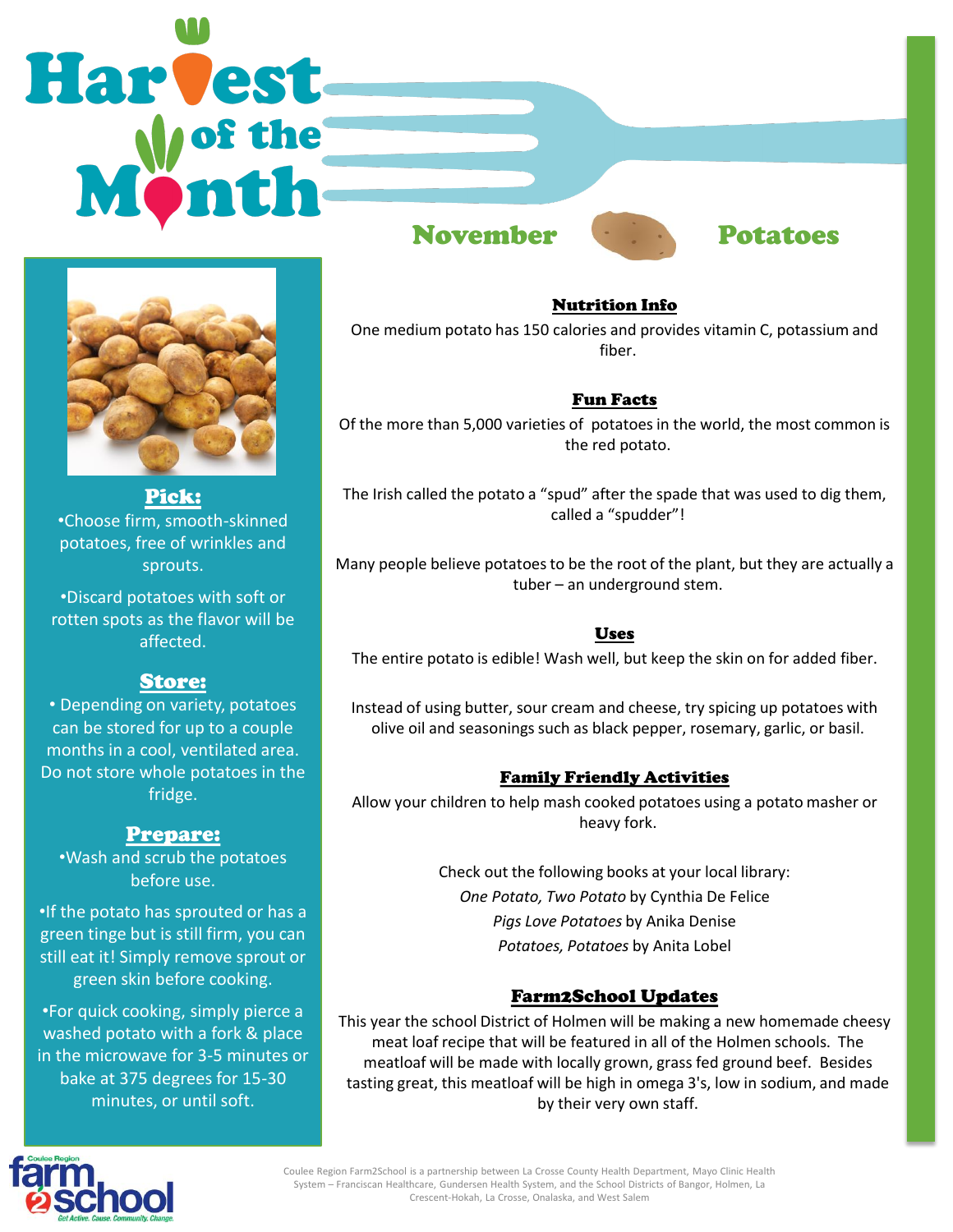# Harvest of the Month

## November — Potatoes

### Pick:

- Choose firm, smooth-skinned potatoes, free of wrinkles and sprouts.
- Discard potatoes with soft or rotten spots as the flavor will be affected.

### Store:

- Depending on variety, potatoes can be stored for up to a couple months in a cool, ventilated area. Do not store whole potatoes in the fridge.

### Prepare:

- Wash and scrub the potatoes before use.
- If the potato has sprouted or has a green tinge but is still firm, you can still eat it! Simply remove sprout or green skin before cooking.
- For quick cooking, simply pierce a washed potato with a fork & place in the microwave for 3-5 minutes or bake at 375 degrees for 15-30 minutes, or until soft.

### Nutrition Info

One medium potato has 150 calories and provides vitamin C, potassium and fiber.

### Fun Facts

Of the more than 5,000 varieties of potatoes in the world, the most common is the red potato.

The Irish called the potato a "spud" after the spade that was used to dig them, called a "spudder"!

Many people believe potatoes to be the root of the plant, but they are actually a tuber – an underground stem.

### Uses

The entire potato is edible! Wash well, but keep the skin on for added fiber.

Instead of using butter, sour cream and cheese, try spicing up potatoes with olive oil and seasonings such as black pepper, rosemary, garlic, or basil.

### Family Friendly Activities

Allow your children to help mash cooked potatoes using a potato masher or heavy fork.

Check out the following books at your local library:

*One Potato, Two Potato* by Cynthia De Felice

*Pigs Love Potatoes* by Anika Denise

*Potatoes, Potatoes* by Anita Lobel

### Farm2School Updates

This year the school District of Holmen will be making a new homemade cheesy meat loaf recipe that will be featured in all of the Holmen schools. The meatloaf will be made with locally grown, grass fed ground beef. Besides tasting great, this meatloaf will be high in omega 3's, low in sodium, and made by their very own staff.

Coulee Region Farm2School is a partnership between La Crosse County Health Department, Mayo Clinic Health System – Franciscan Healthcare, Gundersen Health System, and the School Districts of Bangor, Holmen, La Crescent-Hokah, La Crosse, Onalaska, and West Salem

Coulee Region farm2school — Get Active. Cause. Community. Change.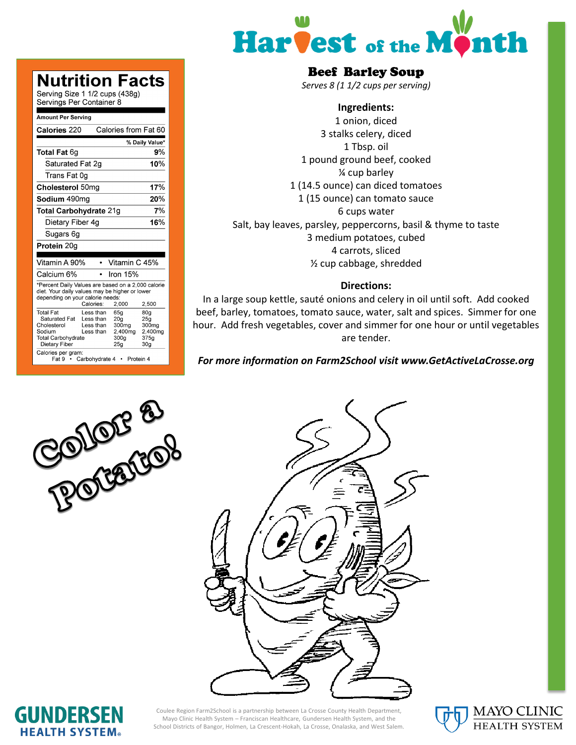# Harvest of the Month

## Beef Barley Soup

*Serves 8 (1 1/2 cups per serving)*

**Ingredients:**

1 onion, diced
3 stalks celery, diced
1 Tbsp. oil
1 pound ground beef, cooked
¼ cup barley
1 (14.5 ounce) can diced tomatoes
1 (15 ounce) can tomato sauce
6 cups water
Salt, bay leaves, parsley, peppercorns, basil & thyme to taste
3 medium potatoes, cubed
4 carrots, sliced
½ cup cabbage, shredded

**Directions:**

In a large soup kettle, sauté onions and celery in oil until soft. Add cooked beef, barley, tomatoes, tomato sauce, water, salt and spices. Simmer for one hour. Add fresh vegetables, cover and simmer for one hour or until vegetables are tender.

***For more information on Farm2School visit www.GetActiveLaCrosse.org***

## Nutrition Facts

Serving Size 1 1/2 cups (438g)
Servings Per Container 8

**Amount Per Serving**

**Calories** 220 — Calories from Fat 60

| | % Daily Value* |
|---|---|
| **Total Fat** 6g | **9%** |
| Saturated Fat 2g | **10%** |
| Trans Fat 0g | |
| **Cholesterol** 50mg | **17%** |
| **Sodium** 490mg | **20%** |
| **Total Carbohydrate** 21g | **7%** |
| Dietary Fiber 4g | **16%** |
| Sugars 6g | |
| **Protein** 20g | |

Vitamin A 90% • Vitamin C 45%
Calcium 6% • Iron 15%

*Percent Daily Values are based on a 2,000 calorie diet. Your daily values may be higher or lower depending on your calorie needs:

| | Calories: | 2,000 | 2,500 |
|---|---|---|---|
| Total Fat | Less than | 65g | 80g |
| Saturated Fat | Less than | 20g | 25g |
| Cholesterol | Less than | 300mg | 300mg |
| Sodium | Less than | 2,400mg | 2,400mg |
| Total Carbohydrate | | 300g | 375g |
| Dietary Fiber | | 25g | 30g |

Calories per gram:
Fat 9 • Carbohydrate 4 • Protein 4

**Color a Potato!**

Coulee Region Farm2School is a partnership between La Crosse County Health Department, Mayo Clinic Health System – Franciscan Healthcare, Gundersen Health System, and the School Districts of Bangor, Holmen, La Crescent-Hokah, La Crosse, Onalaska, and West Salem.

GUNDERSEN HEALTH SYSTEM

MAYO CLINIC HEALTH SYSTEM